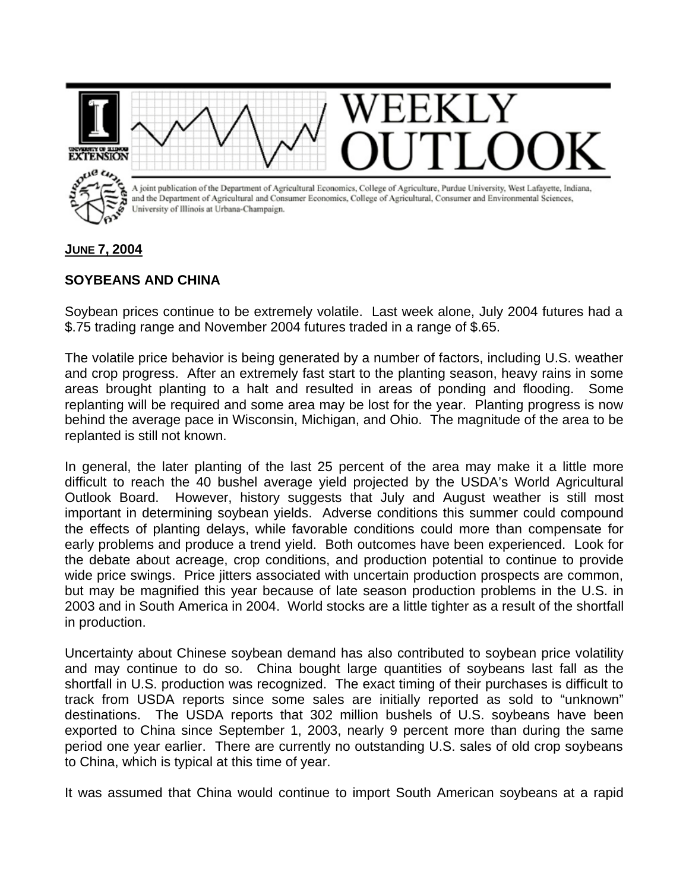# WEEKLY OUTLOOK

A joint publication of the Department of Agricultural Economics, College of Agriculture, Purdue University, West Lafayette, Indiana, and the Department of Agricultural and Consumer Economics, College of Agricultural, Consumer and Environmental Sciences, University of Illinois at Urbana-Champaign.

**JUNE 7, 2004**

## SOYBEANS AND CHINA

Soybean prices continue to be extremely volatile. Last week alone, July 2004 futures had a $.75 trading range and November 2004 futures traded in a range of $.65.

The volatile price behavior is being generated by a number of factors, including U.S. weather and crop progress. After an extremely fast start to the planting season, heavy rains in some areas brought planting to a halt and resulted in areas of ponding and flooding. Some replanting will be required and some area may be lost for the year. Planting progress is now behind the average pace in Wisconsin, Michigan, and Ohio. The magnitude of the area to be replanted is still not known.

In general, the later planting of the last 25 percent of the area may make it a little more difficult to reach the 40 bushel average yield projected by the USDA's World Agricultural Outlook Board. However, history suggests that July and August weather is still most important in determining soybean yields. Adverse conditions this summer could compound the effects of planting delays, while favorable conditions could more than compensate for early problems and produce a trend yield. Both outcomes have been experienced. Look for the debate about acreage, crop conditions, and production potential to continue to provide wide price swings. Price jitters associated with uncertain production prospects are common, but may be magnified this year because of late season production problems in the U.S. in 2003 and in South America in 2004. World stocks are a little tighter as a result of the shortfall in production.

Uncertainty about Chinese soybean demand has also contributed to soybean price volatility and may continue to do so. China bought large quantities of soybeans last fall as the shortfall in U.S. production was recognized. The exact timing of their purchases is difficult to track from USDA reports since some sales are initially reported as sold to "unknown" destinations. The USDA reports that 302 million bushels of U.S. soybeans have been exported to China since September 1, 2003, nearly 9 percent more than during the same period one year earlier. There are currently no outstanding U.S. sales of old crop soybeans to China, which is typical at this time of year.

It was assumed that China would continue to import South American soybeans at a rapid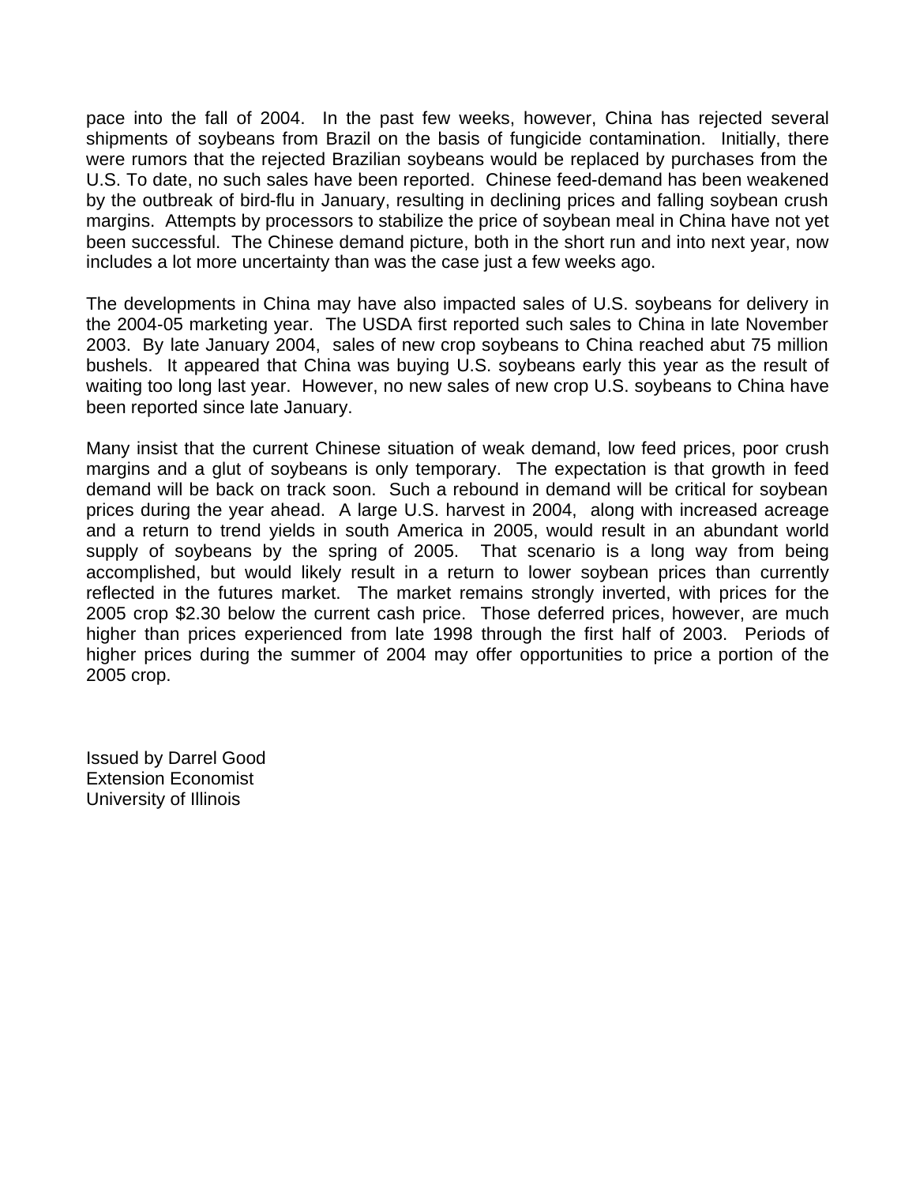pace into the fall of 2004. In the past few weeks, however, China has rejected several shipments of soybeans from Brazil on the basis of fungicide contamination. Initially, there were rumors that the rejected Brazilian soybeans would be replaced by purchases from the U.S. To date, no such sales have been reported. Chinese feed-demand has been weakened by the outbreak of bird-flu in January, resulting in declining prices and falling soybean crush margins. Attempts by processors to stabilize the price of soybean meal in China have not yet been successful. The Chinese demand picture, both in the short run and into next year, now includes a lot more uncertainty than was the case just a few weeks ago.

The developments in China may have also impacted sales of U.S. soybeans for delivery in the 2004-05 marketing year. The USDA first reported such sales to China in late November 2003. By late January 2004, sales of new crop soybeans to China reached abut 75 million bushels. It appeared that China was buying U.S. soybeans early this year as the result of waiting too long last year. However, no new sales of new crop U.S. soybeans to China have been reported since late January.

Many insist that the current Chinese situation of weak demand, low feed prices, poor crush margins and a glut of soybeans is only temporary. The expectation is that growth in feed demand will be back on track soon. Such a rebound in demand will be critical for soybean prices during the year ahead. A large U.S. harvest in 2004, along with increased acreage and a return to trend yields in south America in 2005, would result in an abundant world supply of soybeans by the spring of 2005. That scenario is a long way from being accomplished, but would likely result in a return to lower soybean prices than currently reflected in the futures market. The market remains strongly inverted, with prices for the 2005 crop $2.30 below the current cash price. Those deferred prices, however, are much higher than prices experienced from late 1998 through the first half of 2003. Periods of higher prices during the summer of 2004 may offer opportunities to price a portion of the 2005 crop.

Issued by Darrel Good
Extension Economist
University of Illinois